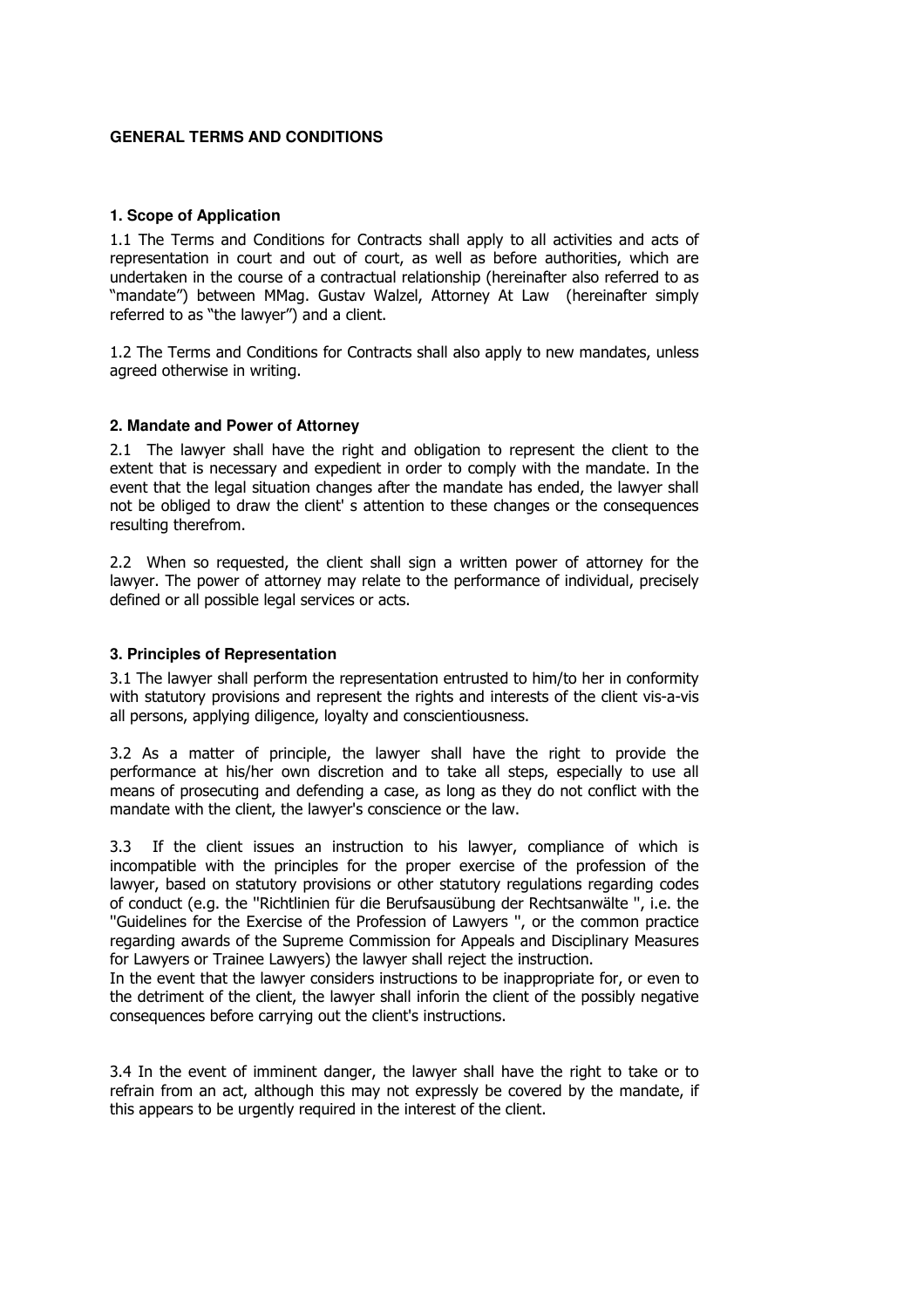**GENERAL TERMS AND CONDITIONS**

**1. Scope of Application**

1.1 The Terms and Conditions for Contracts shall apply to all activities and acts of representation in court and out of court, as well as before authorities, which are undertaken in the course of a contractual relationship (hereinafter also referred to as "mandate") between MMag. Gustav Walzel, Attorney At Law (hereinafter simply referred to as "the lawyer") and a client.

1.2 The Terms and Conditions for Contracts shall also apply to new mandates, unless agreed otherwise in writing.

**2. Mandate and Power of Attorney**

2.1 The lawyer shall have the right and obligation to represent the client to the extent that is necessary and expedient in order to comply with the mandate. In the event that the legal situation changes after the mandate has ended, the lawyer shall not be obliged to draw the client' s attention to these changes or the consequences resulting therefrom.

2.2 When so requested, the client shall sign a written power of attorney for the lawyer. The power of attorney may relate to the performance of individual, precisely defined or all possible legal services or acts.

**3. Principles of Representation**

3.1 The lawyer shall perform the representation entrusted to him/to her in conformity with statutory provisions and represent the rights and interests of the client vis-a-vis all persons, applying diligence, loyalty and conscientiousness.

3.2 As a matter of principle, the lawyer shall have the right to provide the performance at his/her own discretion and to take all steps, especially to use all means of prosecuting and defending a case, as long as they do not conflict with the mandate with the client, the lawyer's conscience or the law.

3.3 If the client issues an instruction to his lawyer, compliance of which is incompatible with the principles for the proper exercise of the profession of the lawyer, based on statutory provisions or other statutory regulations regarding codes of conduct (e.g. the "Richtlinien für die Berufsausübung der Rechtsanwälte ", i.e. the "Guidelines for the Exercise of the Profession of Lawyers ", or the common practice regarding awards of the Supreme Commission for Appeals and Disciplinary Measures for Lawyers or Trainee Lawyers) the lawyer shall reject the instruction.
In the event that the lawyer considers instructions to be inappropriate for, or even to the detriment of the client, the lawyer shall inforin the client of the possibly negative consequences before carrying out the client's instructions.

3.4 In the event of imminent danger, the lawyer shall have the right to take or to refrain from an act, although this may not expressly be covered by the mandate, if this appears to be urgently required in the interest of the client.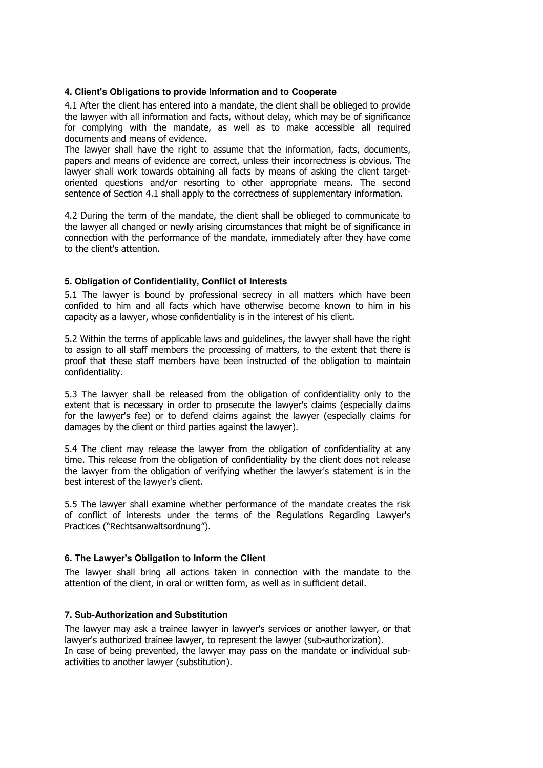### 4. Client's Obligations to provide Information and to Cooperate

4.1 After the client has entered into a mandate, the client shall be oblieged to provide the lawyer with all information and facts, without delay, which may be of significance for complying with the mandate, as well as to make accessible all required documents and means of evidence.
The lawyer shall have the right to assume that the information, facts, documents, papers and means of evidence are correct, unless their incorrectness is obvious. The lawyer shall work towards obtaining all facts by means of asking the client target-oriented questions and/or resorting to other appropriate means. The second sentence of Section 4.1 shall apply to the correctness of supplementary information.

4.2 During the term of the mandate, the client shall be oblieged to communicate to the lawyer all changed or newly arising circumstances that might be of significance in connection with the performance of the mandate, immediately after they have come to the client's attention.

### 5. Obligation of Confidentiality, Conflict of Interests

5.1 The lawyer is bound by professional secrecy in all matters which have been confided to him and all facts which have otherwise become known to him in his capacity as a lawyer, whose confidentiality is in the interest of his client.

5.2 Within the terms of applicable laws and guidelines, the lawyer shall have the right to assign to all staff members the processing of matters, to the extent that there is proof that these staff members have been instructed of the obligation to maintain confidentiality.

5.3 The lawyer shall be released from the obligation of confidentiality only to the extent that is necessary in order to prosecute the lawyer's claims (especially claims for the lawyer's fee) or to defend claims against the lawyer (especially claims for damages by the client or third parties against the lawyer).

5.4 The client may release the lawyer from the obligation of confidentiality at any time. This release from the obligation of confidentiality by the client does not release the lawyer from the obligation of verifying whether the lawyer's statement is in the best interest of the lawyer's client.

5.5 The lawyer shall examine whether performance of the mandate creates the risk of conflict of interests under the terms of the Regulations Regarding Lawyer's Practices ("Rechtsanwaltsordnung").

### 6. The Lawyer's Obligation to Inform the Client

The lawyer shall bring all actions taken in connection with the mandate to the attention of the client, in oral or written form, as well as in sufficient detail.

### 7. Sub-Authorization and Substitution

The lawyer may ask a trainee lawyer in lawyer's services or another lawyer, or that lawyer's authorized trainee lawyer, to represent the lawyer (sub-authorization).
In case of being prevented, the lawyer may pass on the mandate or individual sub-activities to another lawyer (substitution).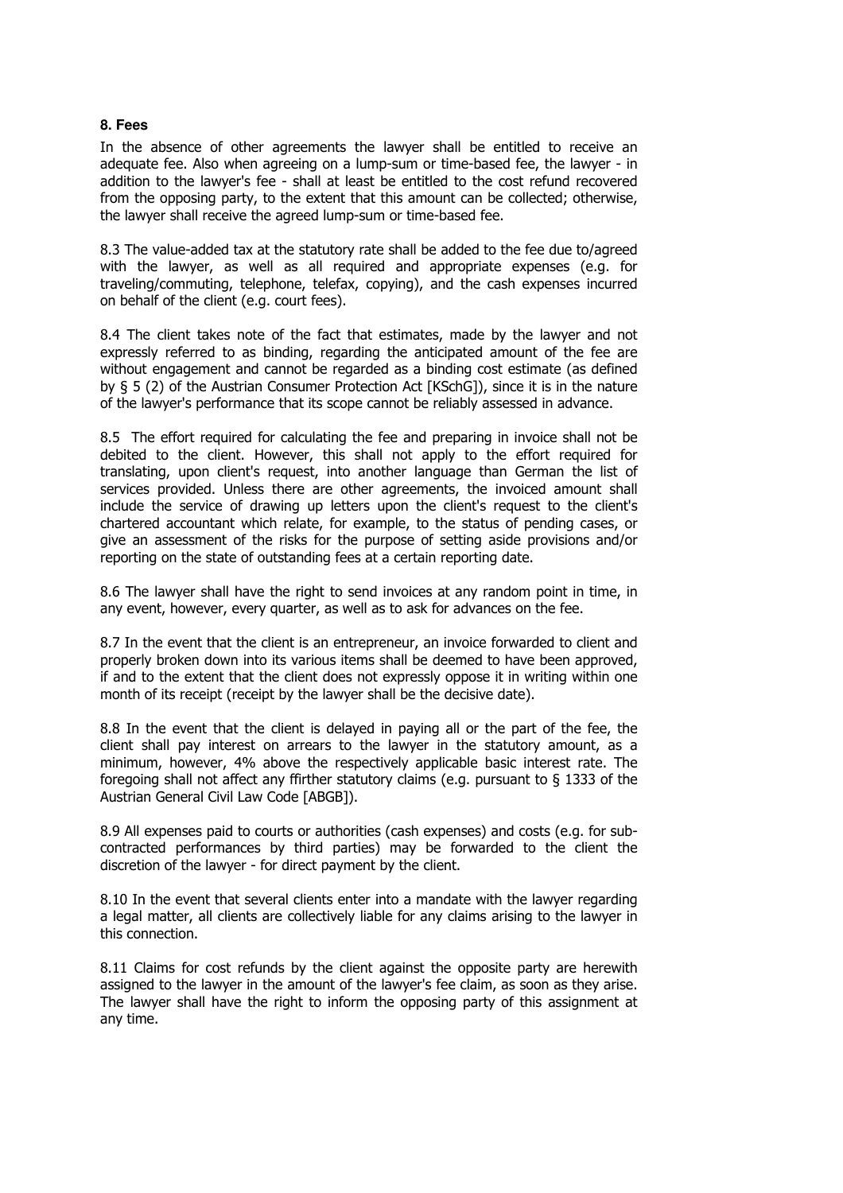**8. Fees**

In the absence of other agreements the lawyer shall be entitled to receive an adequate fee. Also when agreeing on a lump-sum or time-based fee, the lawyer - in addition to the lawyer's fee - shall at least be entitled to the cost refund recovered from the opposing party, to the extent that this amount can be collected; otherwise, the lawyer shall receive the agreed lump-sum or time-based fee.

8.3 The value-added tax at the statutory rate shall be added to the fee due to/agreed with the lawyer, as well as all required and appropriate expenses (e.g. for traveling/commuting, telephone, telefax, copying), and the cash expenses incurred on behalf of the client (e.g. court fees).

8.4 The client takes note of the fact that estimates, made by the lawyer and not expressly referred to as binding, regarding the anticipated amount of the fee are without engagement and cannot be regarded as a binding cost estimate (as defined by § 5 (2) of the Austrian Consumer Protection Act [KSchG]), since it is in the nature of the lawyer's performance that its scope cannot be reliably assessed in advance.

8.5 The effort required for calculating the fee and preparing in invoice shall not be debited to the client. However, this shall not apply to the effort required for translating, upon client's request, into another language than German the list of services provided. Unless there are other agreements, the invoiced amount shall include the service of drawing up letters upon the client's request to the client's chartered accountant which relate, for example, to the status of pending cases, or give an assessment of the risks for the purpose of setting aside provisions and/or reporting on the state of outstanding fees at a certain reporting date.

8.6 The lawyer shall have the right to send invoices at any random point in time, in any event, however, every quarter, as well as to ask for advances on the fee.

8.7 In the event that the client is an entrepreneur, an invoice forwarded to client and properly broken down into its various items shall be deemed to have been approved, if and to the extent that the client does not expressly oppose it in writing within one month of its receipt (receipt by the lawyer shall be the decisive date).

8.8 In the event that the client is delayed in paying all or the part of the fee, the client shall pay interest on arrears to the lawyer in the statutory amount, as a minimum, however, 4% above the respectively applicable basic interest rate. The foregoing shall not affect any ffirther statutory claims (e.g. pursuant to § 1333 of the Austrian General Civil Law Code [ABGB]).

8.9 All expenses paid to courts or authorities (cash expenses) and costs (e.g. for sub-contracted performances by third parties) may be forwarded to the client the discretion of the lawyer - for direct payment by the client.

8.10 In the event that several clients enter into a mandate with the lawyer regarding a legal matter, all clients are collectively liable for any claims arising to the lawyer in this connection.

8.11 Claims for cost refunds by the client against the opposite party are herewith assigned to the lawyer in the amount of the lawyer's fee claim, as soon as they arise. The lawyer shall have the right to inform the opposing party of this assignment at any time.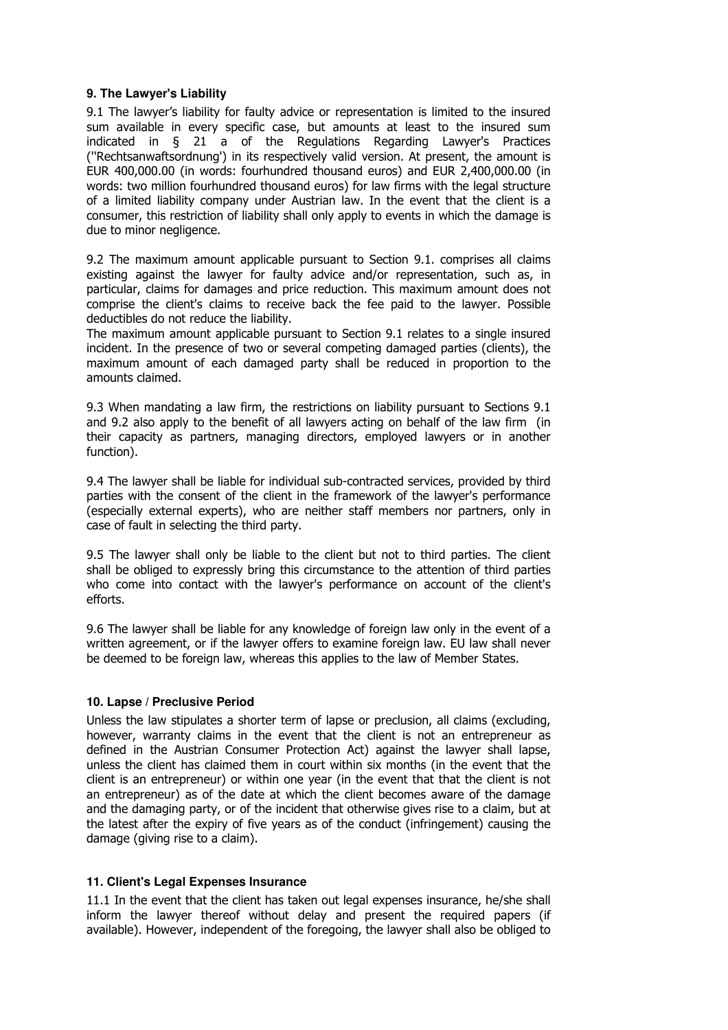### 9. The Lawyer's Liability

9.1 The lawyer's liability for faulty advice or representation is limited to the insured sum available in every specific case, but amounts at least to the insured sum indicated in § 21 a of the Regulations Regarding Lawyer's Practices ("Rechtsanwaftsordnung') in its respectively valid version. At present, the amount is EUR 400,000.00 (in words: fourhundred thousand euros) and EUR 2,400,000.00 (in words: two million fourhundred thousand euros) for law firms with the legal structure of a limited liability company under Austrian law. In the event that the client is a consumer, this restriction of liability shall only apply to events in which the damage is due to minor negligence.

9.2 The maximum amount applicable pursuant to Section 9.1. comprises all claims existing against the lawyer for faulty advice and/or representation, such as, in particular, claims for damages and price reduction. This maximum amount does not comprise the client's claims to receive back the fee paid to the lawyer. Possible deductibles do not reduce the liability.

The maximum amount applicable pursuant to Section 9.1 relates to a single insured incident. In the presence of two or several competing damaged parties (clients), the maximum amount of each damaged party shall be reduced in proportion to the amounts claimed.

9.3 When mandating a law firm, the restrictions on liability pursuant to Sections 9.1 and 9.2 also apply to the benefit of all lawyers acting on behalf of the law firm (in their capacity as partners, managing directors, employed lawyers or in another function).

9.4 The lawyer shall be liable for individual sub-contracted services, provided by third parties with the consent of the client in the framework of the lawyer's performance (especially external experts), who are neither staff members nor partners, only in case of fault in selecting the third party.

9.5 The lawyer shall only be liable to the client but not to third parties. The client shall be obliged to expressly bring this circumstance to the attention of third parties who come into contact with the lawyer's performance on account of the client's efforts.

9.6 The lawyer shall be liable for any knowledge of foreign law only in the event of a written agreement, or if the lawyer offers to examine foreign law. EU law shall never be deemed to be foreign law, whereas this applies to the law of Member States.

### 10. Lapse / Preclusive Period

Unless the law stipulates a shorter term of lapse or preclusion, all claims (excluding, however, warranty claims in the event that the client is not an entrepreneur as defined in the Austrian Consumer Protection Act) against the lawyer shall lapse, unless the client has claimed them in court within six months (in the event that the client is an entrepreneur) or within one year (in the event that that the client is not an entrepreneur) as of the date at which the client becomes aware of the damage and the damaging party, or of the incident that otherwise gives rise to a claim, but at the latest after the expiry of five years as of the conduct (infringement) causing the damage (giving rise to a claim).

### 11. Client's Legal Expenses Insurance

11.1 In the event that the client has taken out legal expenses insurance, he/she shall inform the lawyer thereof without delay and present the required papers (if available). However, independent of the foregoing, the lawyer shall also be obliged to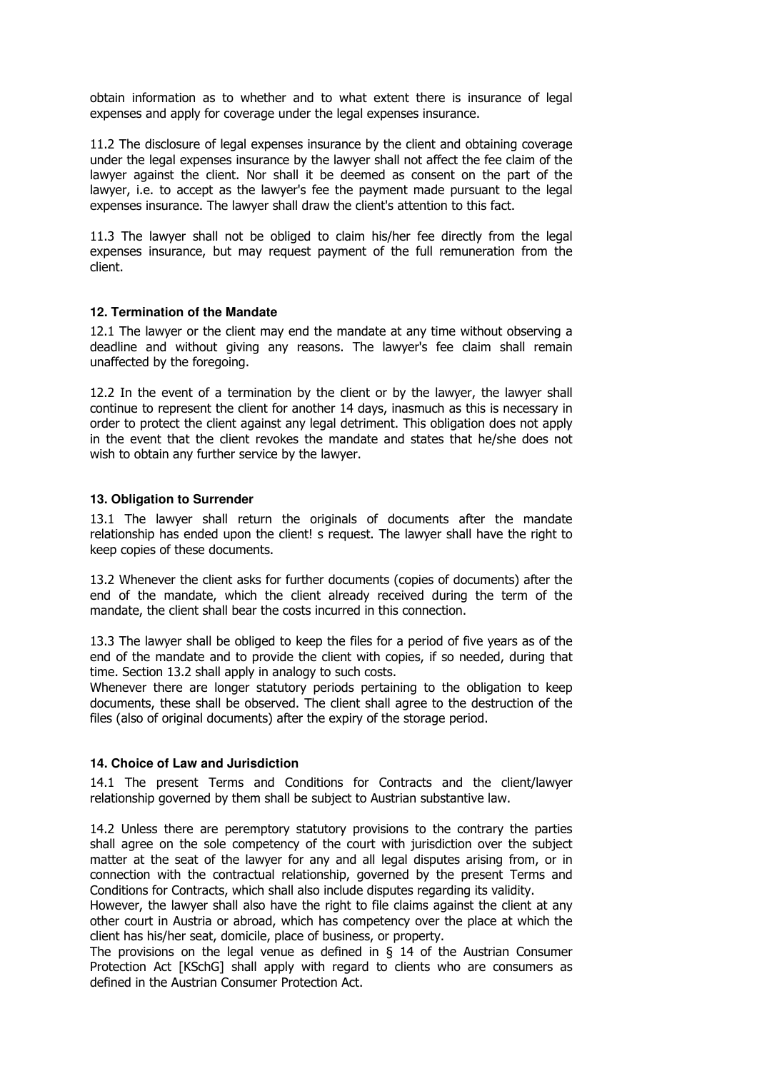obtain information as to whether and to what extent there is insurance of legal expenses and apply for coverage under the legal expenses insurance.

11.2 The disclosure of legal expenses insurance by the client and obtaining coverage under the legal expenses insurance by the lawyer shall not affect the fee claim of the lawyer against the client. Nor shall it be deemed as consent on the part of the lawyer, i.e. to accept as the lawyer's fee the payment made pursuant to the legal expenses insurance. The lawyer shall draw the client's attention to this fact.

11.3 The lawyer shall not be obliged to claim his/her fee directly from the legal expenses insurance, but may request payment of the full remuneration from the client.

#### 12. Termination of the Mandate

12.1 The lawyer or the client may end the mandate at any time without observing a deadline and without giving any reasons. The lawyer's fee claim shall remain unaffected by the foregoing.

12.2 In the event of a termination by the client or by the lawyer, the lawyer shall continue to represent the client for another 14 days, inasmuch as this is necessary in order to protect the client against any legal detriment. This obligation does not apply in the event that the client revokes the mandate and states that he/she does not wish to obtain any further service by the lawyer.

#### 13. Obligation to Surrender

13.1 The lawyer shall return the originals of documents after the mandate relationship has ended upon the client! s request. The lawyer shall have the right to keep copies of these documents.

13.2 Whenever the client asks for further documents (copies of documents) after the end of the mandate, which the client already received during the term of the mandate, the client shall bear the costs incurred in this connection.

13.3 The lawyer shall be obliged to keep the files for a period of five years as of the end of the mandate and to provide the client with copies, if so needed, during that time. Section 13.2 shall apply in analogy to such costs.
Whenever there are longer statutory periods pertaining to the obligation to keep documents, these shall be observed. The client shall agree to the destruction of the files (also of original documents) after the expiry of the storage period.

#### 14. Choice of Law and Jurisdiction

14.1 The present Terms and Conditions for Contracts and the client/lawyer relationship governed by them shall be subject to Austrian substantive law.

14.2 Unless there are peremptory statutory provisions to the contrary the parties shall agree on the sole competency of the court with jurisdiction over the subject matter at the seat of the lawyer for any and all legal disputes arising from, or in connection with the contractual relationship, governed by the present Terms and Conditions for Contracts, which shall also include disputes regarding its validity.
However, the lawyer shall also have the right to file claims against the client at any other court in Austria or abroad, which has competency over the place at which the client has his/her seat, domicile, place of business, or property.
The provisions on the legal venue as defined in § 14 of the Austrian Consumer Protection Act [KSchG] shall apply with regard to clients who are consumers as defined in the Austrian Consumer Protection Act.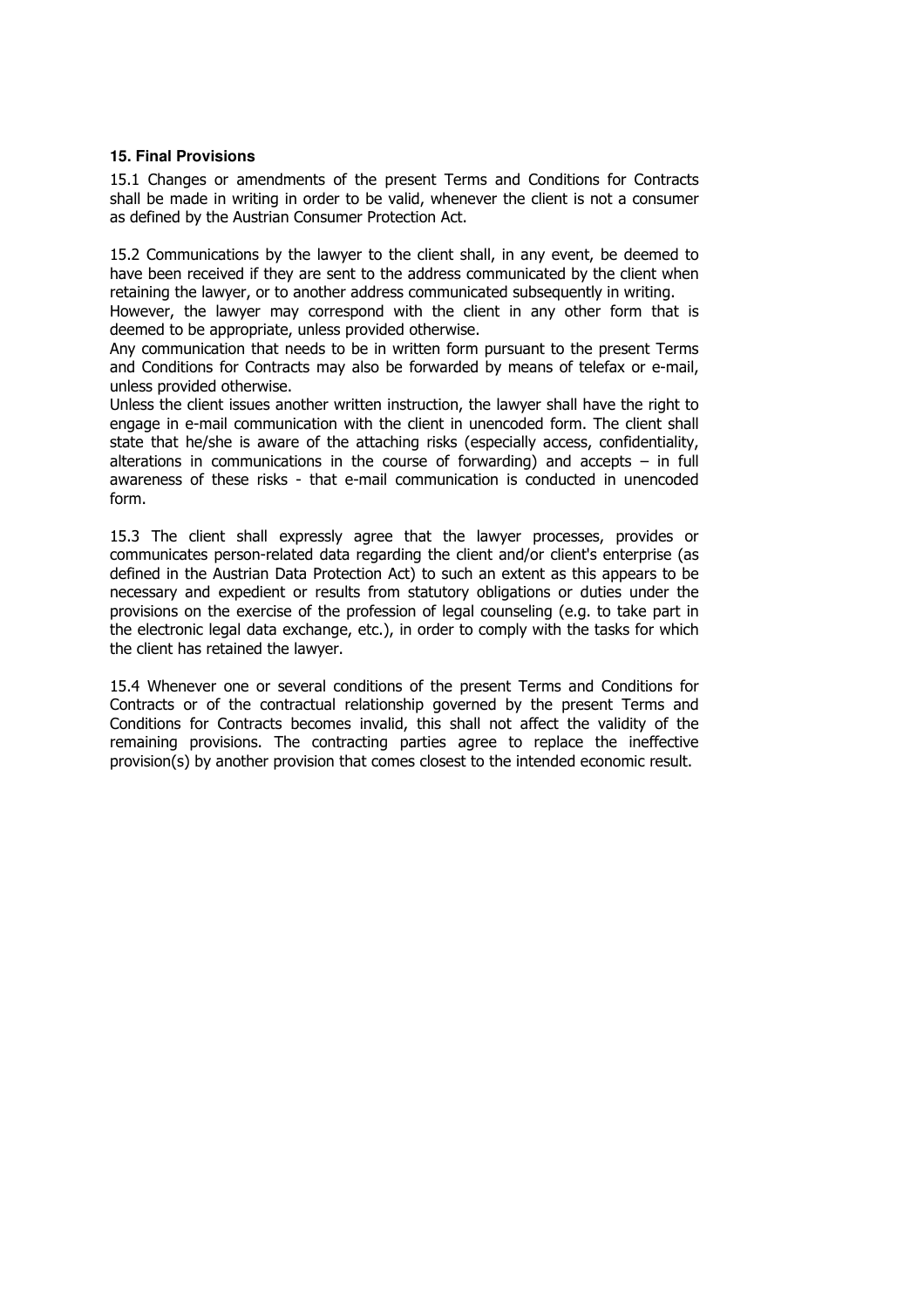**15. Final Provisions**

15.1 Changes or amendments of the present Terms and Conditions for Contracts shall be made in writing in order to be valid, whenever the client is not a consumer as defined by the Austrian Consumer Protection Act.

15.2 Communications by the lawyer to the client shall, in any event, be deemed to have been received if they are sent to the address communicated by the client when retaining the lawyer, or to another address communicated subsequently in writing.
However, the lawyer may correspond with the client in any other form that is deemed to be appropriate, unless provided otherwise.
Any communication that needs to be in written form pursuant to the present Terms and Conditions for Contracts may also be forwarded by means of telefax or e-mail, unless provided otherwise.
Unless the client issues another written instruction, the lawyer shall have the right to engage in e-mail communication with the client in unencoded form. The client shall state that he/she is aware of the attaching risks (especially access, confidentiality, alterations in communications in the course of forwarding) and accepts – in full awareness of these risks - that e-mail communication is conducted in unencoded form.

15.3 The client shall expressly agree that the lawyer processes, provides or communicates person-related data regarding the client and/or client's enterprise (as defined in the Austrian Data Protection Act) to such an extent as this appears to be necessary and expedient or results from statutory obligations or duties under the provisions on the exercise of the profession of legal counseling (e.g. to take part in the electronic legal data exchange, etc.), in order to comply with the tasks for which the client has retained the lawyer.

15.4 Whenever one or several conditions of the present Terms and Conditions for Contracts or of the contractual relationship governed by the present Terms and Conditions for Contracts becomes invalid, this shall not affect the validity of the remaining provisions. The contracting parties agree to replace the ineffective provision(s) by another provision that comes closest to the intended economic result.